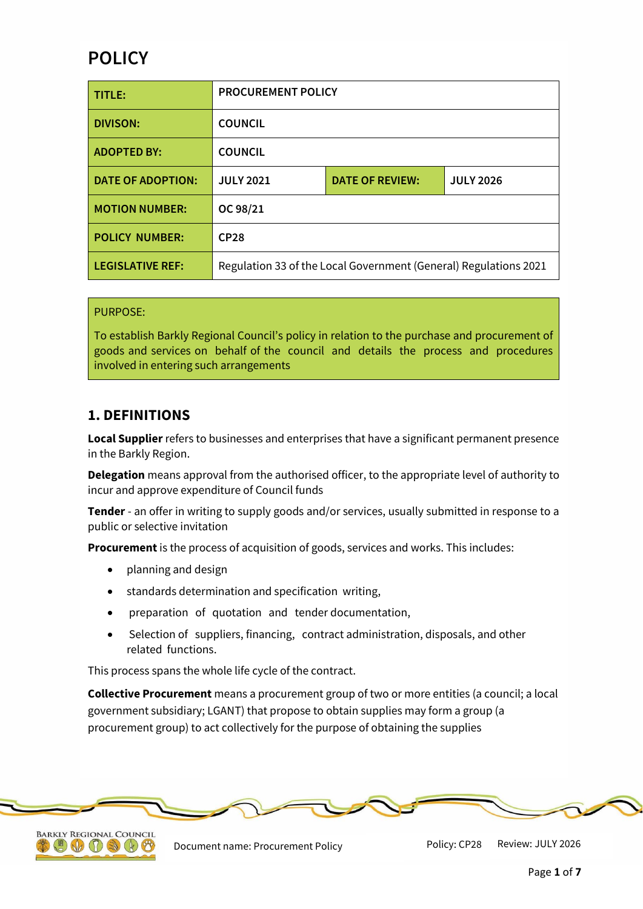# POLICY

| TITLE: | PROCUREMENT POLICY | | |
|---|---|---|---|
| DIVISON: | COUNCIL | | |
| ADOPTED BY: | COUNCIL | | |
| DATE OF ADOPTION: | JULY 2021 | DATE OF REVIEW: | JULY 2026 |
| MOTION NUMBER: | OC 98/21 | | |
| POLICY NUMBER: | CP28 | | |
| LEGISLATIVE REF: | Regulation 33 of the Local Government (General) Regulations 2021 | | |

PURPOSE:

To establish Barkly Regional Council's policy in relation to the purchase and procurement of goods and services on behalf of the council and details the process and procedures involved in entering such arrangements

## 1. DEFINITIONS

**Local Supplier** refers to businesses and enterprises that have a significant permanent presence in the Barkly Region.

**Delegation** means approval from the authorised officer, to the appropriate level of authority to incur and approve expenditure of Council funds

**Tender** - an offer in writing to supply goods and/or services, usually submitted in response to a public or selective invitation

**Procurement** is the process of acquisition of goods, services and works. This includes:

- planning and design
- standards determination and specification writing,
- preparation of quotation and tender documentation,
- Selection of suppliers, financing, contract administration, disposals, and other related functions.

This process spans the whole life cycle of the contract.

**Collective Procurement** means a procurement group of two or more entities (a council; a local government subsidiary; LGANT) that propose to obtain supplies may form a group (a procurement group) to act collectively for the purpose of obtaining the supplies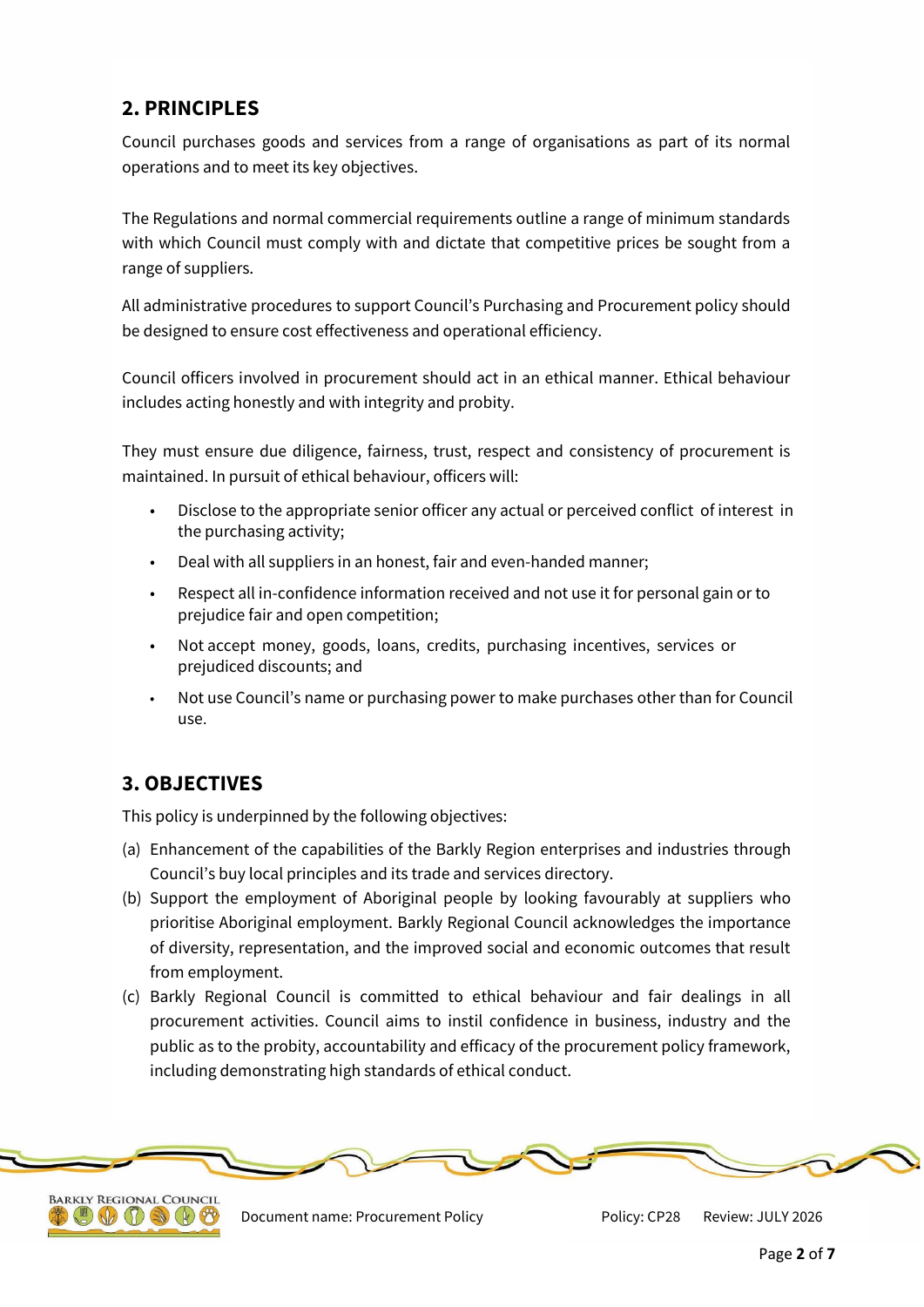## 2. PRINCIPLES

Council purchases goods and services from a range of organisations as part of its normal operations and to meet its key objectives.

The Regulations and normal commercial requirements outline a range of minimum standards with which Council must comply with and dictate that competitive prices be sought from a range of suppliers.

All administrative procedures to support Council's Purchasing and Procurement policy should be designed to ensure cost effectiveness and operational efficiency.

Council officers involved in procurement should act in an ethical manner. Ethical behaviour includes acting honestly and with integrity and probity.

They must ensure due diligence, fairness, trust, respect and consistency of procurement is maintained. In pursuit of ethical behaviour, officers will:

- Disclose to the appropriate senior officer any actual or perceived conflict of interest in the purchasing activity;
- Deal with all suppliers in an honest, fair and even-handed manner;
- Respect all in-confidence information received and not use it for personal gain or to prejudice fair and open competition;
- Not accept money, goods, loans, credits, purchasing incentives, services or prejudiced discounts; and
- Not use Council's name or purchasing power to make purchases other than for Council use.

## 3. OBJECTIVES

This policy is underpinned by the following objectives:

(a) Enhancement of the capabilities of the Barkly Region enterprises and industries through Council's buy local principles and its trade and services directory.

(b) Support the employment of Aboriginal people by looking favourably at suppliers who prioritise Aboriginal employment. Barkly Regional Council acknowledges the importance of diversity, representation, and the improved social and economic outcomes that result from employment.

(c) Barkly Regional Council is committed to ethical behaviour and fair dealings in all procurement activities. Council aims to instil confidence in business, industry and the public as to the probity, accountability and efficacy of the procurement policy framework, including demonstrating high standards of ethical conduct.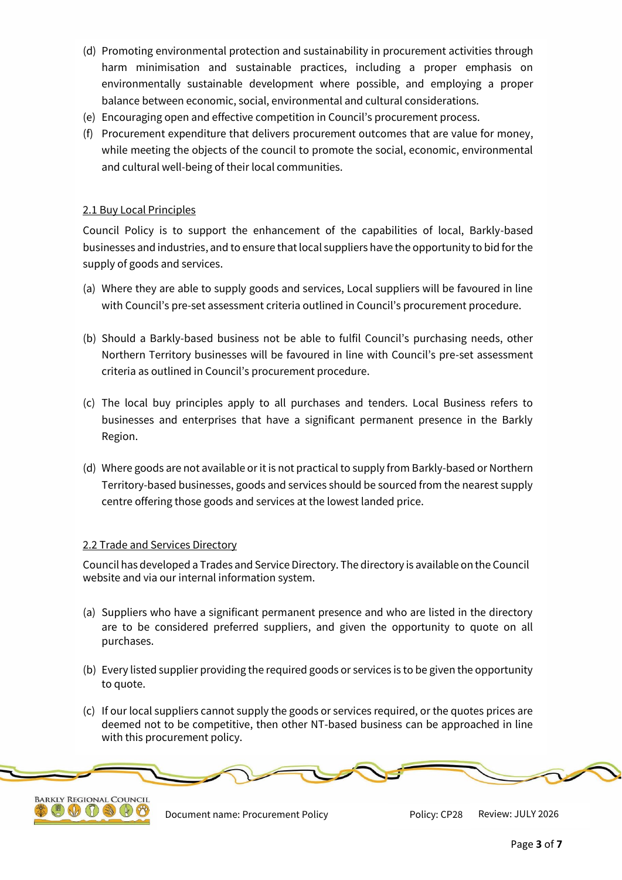(d) Promoting environmental protection and sustainability in procurement activities through harm minimisation and sustainable practices, including a proper emphasis on environmentally sustainable development where possible, and employing a proper balance between economic, social, environmental and cultural considerations.

(e) Encouraging open and effective competition in Council's procurement process.

(f) Procurement expenditure that delivers procurement outcomes that are value for money, while meeting the objects of the council to promote the social, economic, environmental and cultural well-being of their local communities.

### 2.1 Buy Local Principles

Council Policy is to support the enhancement of the capabilities of local, Barkly-based businesses and industries, and to ensure that local suppliers have the opportunity to bid for the supply of goods and services.

(a) Where they are able to supply goods and services, Local suppliers will be favoured in line with Council's pre-set assessment criteria outlined in Council's procurement procedure.

(b) Should a Barkly-based business not be able to fulfil Council's purchasing needs, other Northern Territory businesses will be favoured in line with Council's pre-set assessment criteria as outlined in Council's procurement procedure.

(c) The local buy principles apply to all purchases and tenders. Local Business refers to businesses and enterprises that have a significant permanent presence in the Barkly Region.

(d) Where goods are not available or it is not practical to supply from Barkly-based or Northern Territory-based businesses, goods and services should be sourced from the nearest supply centre offering those goods and services at the lowest landed price.

### 2.2 Trade and Services Directory

Council has developed a Trades and Service Directory. The directory is available on the Council website and via our internal information system.

(a) Suppliers who have a significant permanent presence and who are listed in the directory are to be considered preferred suppliers, and given the opportunity to quote on all purchases.

(b) Every listed supplier providing the required goods or services is to be given the opportunity to quote.

(c) If our local suppliers cannot supply the goods or services required, or the quotes prices are deemed not to be competitive, then other NT-based business can be approached in line with this procurement policy.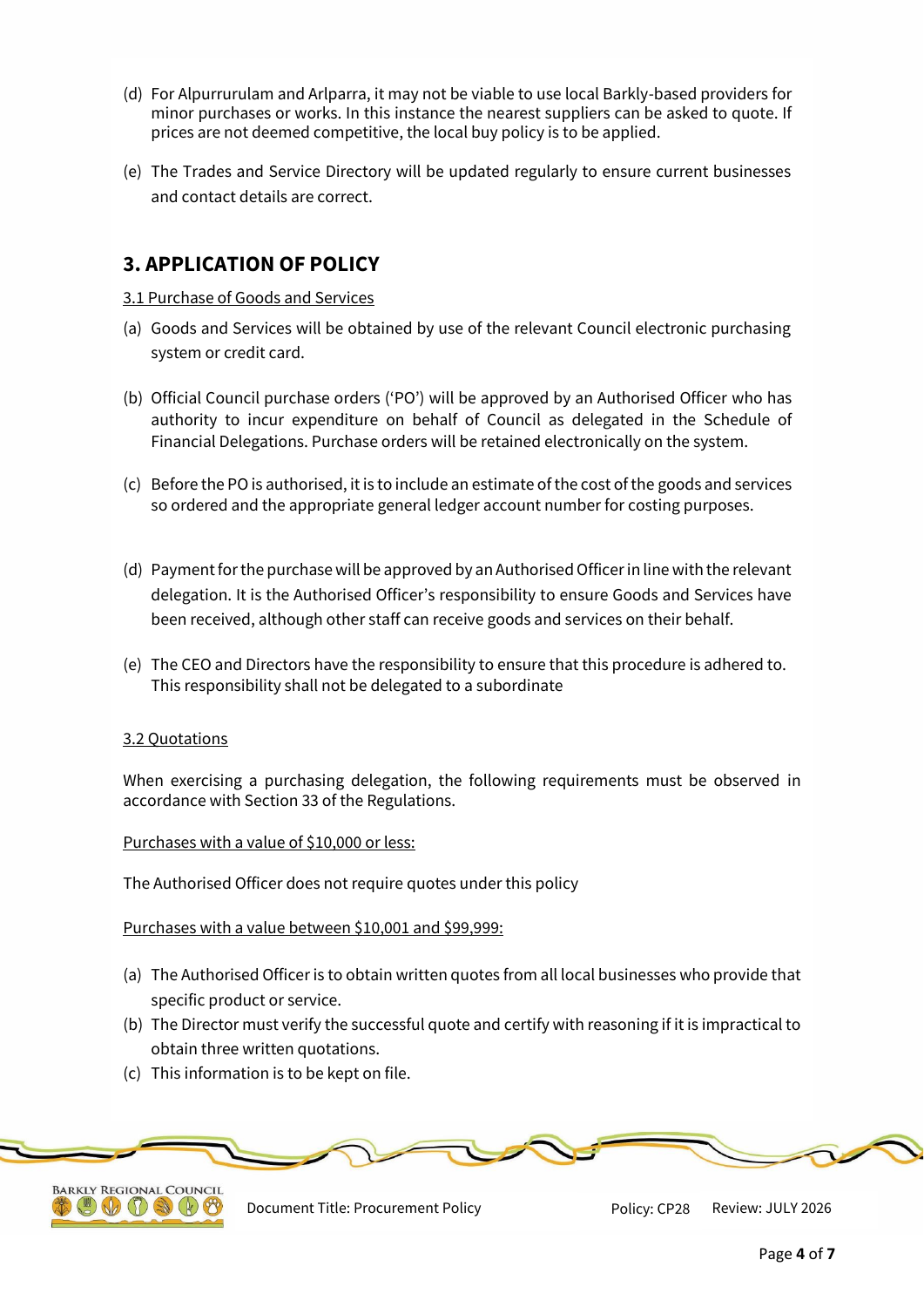(d) For Alpurrurulam and Arlparra, it may not be viable to use local Barkly-based providers for minor purchases or works. In this instance the nearest suppliers can be asked to quote. If prices are not deemed competitive, the local buy policy is to be applied.

(e) The Trades and Service Directory will be updated regularly to ensure current businesses and contact details are correct.

## 3. APPLICATION OF POLICY

3.1 Purchase of Goods and Services

(a) Goods and Services will be obtained by use of the relevant Council electronic purchasing system or credit card.

(b) Official Council purchase orders ('PO') will be approved by an Authorised Officer who has authority to incur expenditure on behalf of Council as delegated in the Schedule of Financial Delegations. Purchase orders will be retained electronically on the system.

(c) Before the PO is authorised, it is to include an estimate of the cost of the goods and services so ordered and the appropriate general ledger account number for costing purposes.

(d) Payment for the purchase will be approved by an Authorised Officer in line with the relevant delegation. It is the Authorised Officer's responsibility to ensure Goods and Services have been received, although other staff can receive goods and services on their behalf.

(e) The CEO and Directors have the responsibility to ensure that this procedure is adhered to. This responsibility shall not be delegated to a subordinate

3.2 Quotations

When exercising a purchasing delegation, the following requirements must be observed in accordance with Section 33 of the Regulations.

Purchases with a value of $10,000 or less:

The Authorised Officer does not require quotes under this policy

Purchases with a value between $10,001 and $99,999:

(a) The Authorised Officer is to obtain written quotes from all local businesses who provide that specific product or service.
(b) The Director must verify the successful quote and certify with reasoning if it is impractical to obtain three written quotations.
(c) This information is to be kept on file.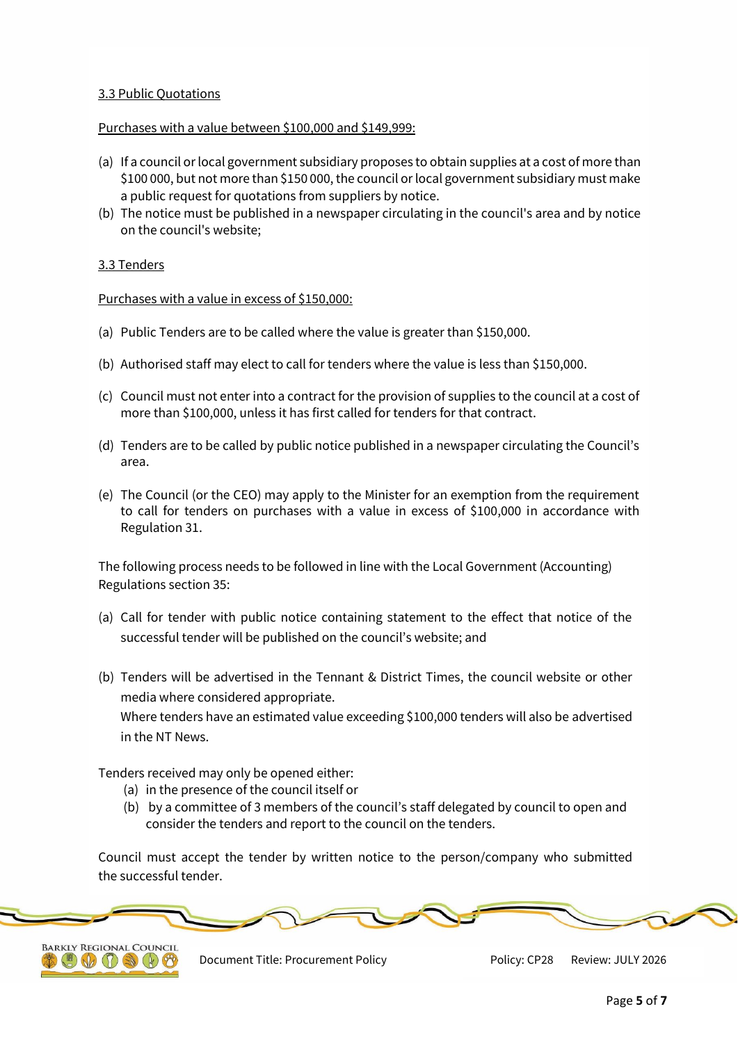3.3 Public Quotations

Purchases with a value between $100,000 and $149,999:

(a) If a council or local government subsidiary proposes to obtain supplies at a cost of more than $100 000, but not more than $150 000, the council or local government subsidiary must make a public request for quotations from suppliers by notice.
(b) The notice must be published in a newspaper circulating in the council's area and by notice on the council's website;

3.3 Tenders

Purchases with a value in excess of $150,000:

(a) Public Tenders are to be called where the value is greater than $150,000.

(b) Authorised staff may elect to call for tenders where the value is less than $150,000.

(c) Council must not enter into a contract for the provision of supplies to the council at a cost of more than $100,000, unless it has first called for tenders for that contract.

(d) Tenders are to be called by public notice published in a newspaper circulating the Council's area.

(e) The Council (or the CEO) may apply to the Minister for an exemption from the requirement to call for tenders on purchases with a value in excess of $100,000 in accordance with Regulation 31.

The following process needs to be followed in line with the Local Government (Accounting) Regulations section 35:

(a) Call for tender with public notice containing statement to the effect that notice of the successful tender will be published on the council's website; and

(b) Tenders will be advertised in the Tennant & District Times, the council website or other media where considered appropriate.
Where tenders have an estimated value exceeding $100,000 tenders will also be advertised in the NT News.

Tenders received may only be opened either:
(a) in the presence of the council itself or
(b) by a committee of 3 members of the council's staff delegated by council to open and consider the tenders and report to the council on the tenders.

Council must accept the tender by written notice to the person/company who submitted the successful tender.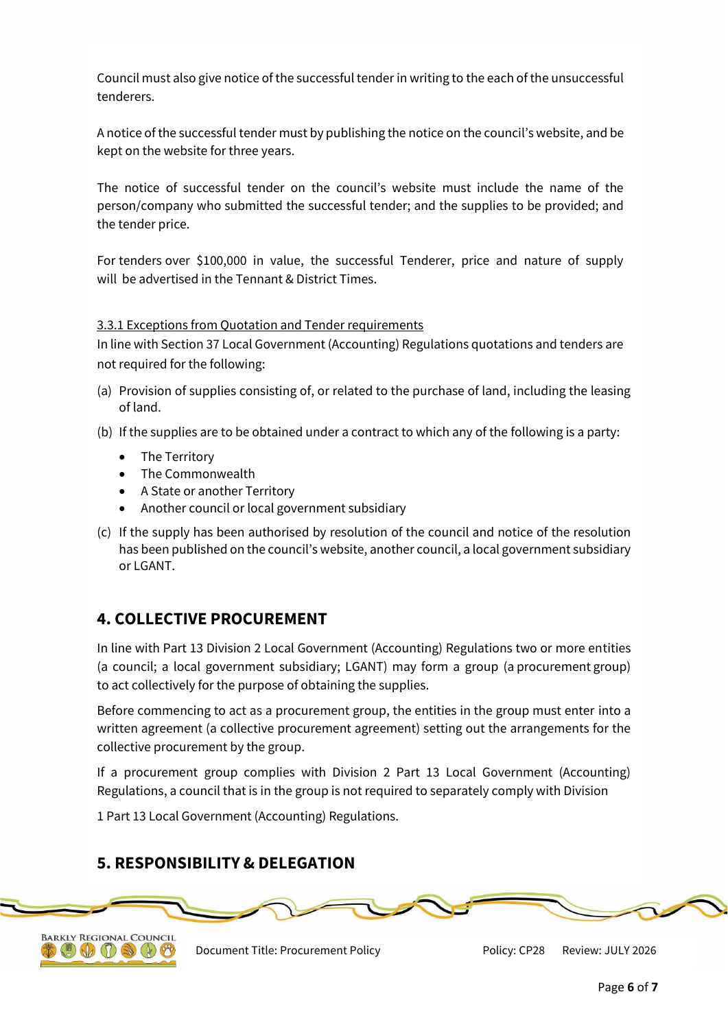Council must also give notice of the successful tender in writing to the each of the unsuccessful tenderers.

A notice of the successful tender must by publishing the notice on the council's website, and be kept on the website for three years.

The notice of successful tender on the council's website must include the name of the person/company who submitted the successful tender; and the supplies to be provided; and the tender price.

For tenders over $100,000 in value, the successful Tenderer, price and nature of supply will be advertised in the Tennant & District Times.

### 3.3.1 Exceptions from Quotation and Tender requirements

In line with Section 37 Local Government (Accounting) Regulations quotations and tenders are not required for the following:

(a) Provision of supplies consisting of, or related to the purchase of land, including the leasing of land.

(b) If the supplies are to be obtained under a contract to which any of the following is a party:

- The Territory
- The Commonwealth
- A State or another Territory
- Another council or local government subsidiary

(c) If the supply has been authorised by resolution of the council and notice of the resolution has been published on the council's website, another council, a local government subsidiary or LGANT.

## 4. COLLECTIVE PROCUREMENT

In line with Part 13 Division 2 Local Government (Accounting) Regulations two or more entities (a council; a local government subsidiary; LGANT) may form a group (a procurement group) to act collectively for the purpose of obtaining the supplies.

Before commencing to act as a procurement group, the entities in the group must enter into a written agreement (a collective procurement agreement) setting out the arrangements for the collective procurement by the group.

If a procurement group complies with Division 2 Part 13 Local Government (Accounting) Regulations, a council that is in the group is not required to separately comply with Division 1 Part 13 Local Government (Accounting) Regulations.

## 5. RESPONSIBILITY & DELEGATION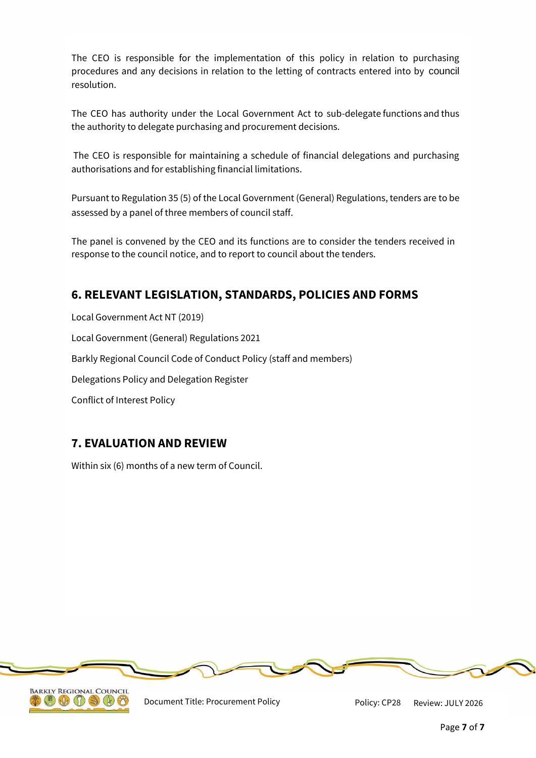The CEO is responsible for the implementation of this policy in relation to purchasing procedures and any decisions in relation to the letting of contracts entered into by council resolution.

The CEO has authority under the Local Government Act to sub-delegate functions and thus the authority to delegate purchasing and procurement decisions.

The CEO is responsible for maintaining a schedule of financial delegations and purchasing authorisations and for establishing financial limitations.

Pursuant to Regulation 35 (5) of the Local Government (General) Regulations, tenders are to be assessed by a panel of three members of council staff.

The panel is convened by the CEO and its functions are to consider the tenders received in response to the council notice, and to report to council about the tenders.

## 6. RELEVANT LEGISLATION, STANDARDS, POLICIES AND FORMS

Local Government Act NT (2019)

Local Government (General) Regulations 2021

Barkly Regional Council Code of Conduct Policy (staff and members)

Delegations Policy and Delegation Register

Conflict of Interest Policy

## 7. EVALUATION AND REVIEW

Within six (6) months of a new term of Council.